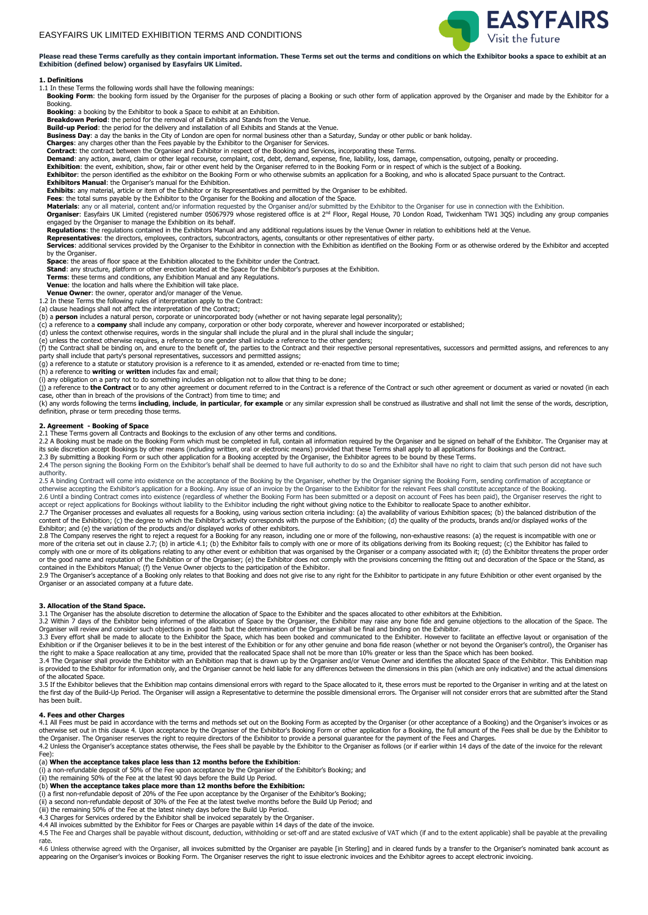# EASYFAIRS UK LIMITED EXHIBITION TERMS AND CONDITIONS

**Please read these Terms carefully as they contain important information. These Terms set out the terms and conditions on which the Exhibitor books a space to exhibit at an Exhibition (defined below) organised by Easyfairs UK Limited.**

## 1. Definitions

1.1 In these Terms the following words shall have the following meanings:

**Booking Form**: the booking form issued by the Organiser for the purposes of placing a Booking or such other form of application approved by the Organiser and made by the Exhibitor for a Booking.

**Booking**: a booking by the Exhibitor to book a Space to exhibit at an Exhibition.

**Breakdown Period**: the period for the removal of all Exhibits and Stands from the Venue.

**Build-up Period**: the period for the delivery and installation of all Exhibits and Stands at the Venue.

**Business Day**: a day the banks in the City of London are open for normal business other than a Saturday, Sunday or other public or bank holiday.

**Charges**: any charges other than the Fees payable by the Exhibitor to the Organiser for Services.

**Contract**: the contract between the Organiser and Exhibitor in respect of the Booking and Services, incorporating these Terms.

**Demand**: any action, award, claim or other legal recourse, complaint, cost, debt, demand, expense, fine, liability, loss, damage, compensation, outgoing, penalty or proceeding.

**Exhibition**: the event, exhibition, show, fair or other event held by the Organiser referred to in the Booking Form or in respect of which is the subject of a Booking.

**Exhibitor**: the person identified as the exhibitor on the Booking Form or who otherwise submits an application for a Booking, and who is allocated Space pursuant to the Contract.

**Exhibitors Manual**: the Organiser's manual for the Exhibition.

**Exhibits**: any material, article or item of the Exhibitor or its Representatives and permitted by the Organiser to be exhibited.

**Fees**: the total sums payable by the Exhibitor to the Organiser for the Booking and allocation of the Space.

**Materials**: any or all material, content and/or information requested by the Organiser and/or submitted by the Exhibitor to the Organiser for use in connection with the Exhibition.

**Organiser**: Easyfairs UK Limited (registered number 05067979 whose registered office is at 2nd Floor, Regal House, 70 London Road, Twickenham TW1 3QS) including any group companies engaged by the Organiser to manage the Exhibition on its behalf.

**Regulations**: the regulations contained in the Exhibitors Manual and any additional regulations issues by the Venue Owner in relation to exhibitions held at the Venue.

**Representatives**: the directors, employees, contractors, subcontractors, agents, consultants or other representatives of either party.

**Services**: additional services provided by the Organiser to the Exhibitor in connection with the Exhibition as identified on the Booking Form or as otherwise ordered by the Exhibitor and accepted by the Organiser.

**Space**: the areas of floor space at the Exhibition allocated to the Exhibitor under the Contract.

**Stand**: any structure, platform or other erection located at the Space for the Exhibitor's purposes at the Exhibition.

**Terms**: these terms and conditions, any Exhibition Manual and any Regulations.

**Venue**: the location and halls where the Exhibition will take place.

**Venue Owner**: the owner, operator and/or manager of the Venue.

1.2 In these Terms the following rules of interpretation apply to the Contract:

(a) clause headings shall not affect the interpretation of the Contract;

(b) a **person** includes a natural person, corporate or unincorporated body (whether or not having separate legal personality);

(c) a reference to a **company** shall include any company, corporation or other body corporate, wherever and however incorporated or established;

(d) unless the context otherwise requires, words in the singular shall include the plural and in the plural shall include the singular;

(e) unless the context otherwise requires, a reference to one gender shall include a reference to the other genders;

(f) the Contract shall be binding on, and enure to the benefit of, the parties to the Contract and their respective personal representatives, successors and permitted assigns, and references to any party shall include that party's personal representatives, successors and permitted assigns;

(g) a reference to a statute or statutory provision is a reference to it as amended, extended or re-enacted from time to time;

(h) a reference to **writing** or **written** includes fax and email;

(i) any obligation on a party not to do something includes an obligation not to allow that thing to be done;

(j) a reference to **the Contract** or to any other agreement or document referred to in the Contract is a reference of the Contract or such other agreement or document as varied or novated (in each case, other than in breach of the provisions of the Contract) from time to time; and

(k) any words following the terms **including**, **include**, **in particular**, **for example** or any similar expression shall be construed as illustrative and shall not limit the sense of the words, description, definition, phrase or term preceding those terms.

## 2. Agreement - Booking of Space

2.1 These Terms govern all Contracts and Bookings to the exclusion of any other terms and conditions.

2.2 A Booking must be made on the Booking Form which must be completed in full, contain all information required by the Organiser and be signed on behalf of the Exhibitor. The Organiser may at its sole discretion accept Bookings by other means (including written, oral or electronic means) provided that these Terms shall apply to all applications for Bookings and the Contract.

2.3 By submitting a Booking Form or such other application for a Booking accepted by the Organiser, the Exhibitor agrees to be bound by these Terms.

2.4 The person signing the Booking Form on the Exhibitor's behalf shall be deemed to have full authority to do so and the Exhibitor shall have no right to claim that such person did not have such authority.

2.5 A binding Contract will come into existence on the acceptance of the Booking by the Organiser, whether by the Organiser signing the Booking Form, sending confirmation of acceptance or otherwise accepting the Exhibitor's application for a Booking. Any issue of an invoice by the Organiser to the Exhibitor for the relevant Fees shall constitute acceptance of the Booking.

2.6 Until a binding Contract comes into existence (regardless of whether the Booking Form has been submitted or a deposit on account of Fees has been paid), the Organiser reserves the right to accept or reject applications for Bookings without liability to the Exhibitor including the right without giving notice to the Exhibitor to reallocate Space to another exhibitor.

2.7 The Organiser processes and evaluates all requests for a Booking, using various section criteria including: (a) the availability of various Exhibition spaces; (b) the balanced distribution of the content of the Exhibition; (c) the degree to which the Exhibitor's activity corresponds with the purpose of the Exhibition; (d) the quality of the products, brands and/or displayed works of the Exhibitor; and (e) the variation of the products and/or displayed works of other exhibitors.

2.8 The Company reserves the right to reject a request for a Booking for any reason, including one or more of the following, non-exhaustive reasons: (a) the request is incompatible with one or more of the criteria set out in clause 2.7; (b) in article 4.1; (b) the Exhibitor fails to comply with one or more of its obligations deriving from its Booking request; (c) the Exhibitor has failed to comply with one or more of its obligations relating to any other event or exhibition that was organised by the Organiser or a company associated with it; (d) the Exhibitor threatens the proper order or the good name and reputation of the Exhibition or of the Organiser; (e) the Exhibitor does not comply with the provisions concerning the fitting out and decoration of the Space or the Stand, as contained in the Exhibitors Manual; (f) the Venue Owner objects to the participation of the Exhibitor.

2.9 The Organiser's acceptance of a Booking only relates to that Booking and does not give rise to any right for the Exhibitor to participate in any future Exhibition or other event organised by the Organiser or an associated company at a future date.

## 3. Allocation of the Stand Space.

3.1 The Organiser has the absolute discretion to determine the allocation of Space to the Exhibiter and the spaces allocated to other exhibitors at the Exhibition.

3.2 Within 7 days of the Exhibitor being informed of the allocation of Space by the Organiser, the Exhibitor may raise any bone fide and genuine objections to the allocation of the Space. The Organiser will review and consider such objections in good faith but the determination of the Organiser shall be final and binding on the Exhibitor.

3.3 Every effort shall be made to allocate to the Exhibitor the Space, which has been booked and communicated to the Exhibiter. However to facilitate an effective layout or organisation of the Exhibition or if the Organiser believes it to be in the best interest of the Exhibition or for any other genuine and bona fide reason (whether or not beyond the Organiser's control), the Organiser has the right to make a Space reallocation at any time, provided that the reallocated Space shall not be more than 10% greater or less than the Space which has been booked.

3.4 The Organiser shall provide the Exhibitor with an Exhibition map that is drawn up by the Organiser and/or Venue Owner and identifies the allocated Space of the Exhibitor. This Exhibition map is provided to the Exhibitor for information only, and the Organiser cannot be held liable for any differences between the dimensions in this plan (which are only indicative) and the actual dimensions of the allocated Space.

3.5 If the Exhibitor believes that the Exhibition map contains dimensional errors with regard to the Space allocated to it, these errors must be reported to the Organiser in writing and at the latest on the first day of the Build-Up Period. The Organiser will assign a Representative to determine the possible dimensional errors. The Organiser will not consider errors that are submitted after the Stand has been built.

## 4. Fees and other Charges

4.1 All Fees must be paid in accordance with the terms and methods set out on the Booking Form as accepted by the Organiser (or other acceptance of a Booking) and the Organiser's invoices or as otherwise set out in this clause 4. Upon acceptance by the Organiser of the Exhibitor's Booking Form or other application for a Booking, the full amount of the Fees shall be due by the Exhibitor to the Organiser. The Organiser reserves the right to require directors of the Exhibitor to provide a personal guarantee for the payment of the Fees and Charges.

4.2 Unless the Organiser's acceptance states otherwise, the Fees shall be payable by the Exhibitor to the Organiser as follows (or if earlier within 14 days of the date of the invoice for the relevant Fee):

(a) **When the acceptance takes place less than 12 months before the Exhibition**:

(i) a non-refundable deposit of 50% of the Fee upon acceptance by the Organiser of the Exhibitor's Booking; and

(ii) the remaining 50% of the Fee at the latest 90 days before the Build Up Period.

(b) **When the acceptance takes place more than 12 months before the Exhibition:**

(i) a first non-refundable deposit of 20% of the Fee upon acceptance by the Organiser of the Exhibitor's Booking;

(ii) a second non-refundable deposit of 30% of the Fee at the latest twelve months before the Build Up Period; and

(iii) the remaining 50% of the Fee at the latest ninety days before the Build Up Period.

4.3 Charges for Services ordered by the Exhibitor shall be invoiced separately by the Organiser.

4.4 All invoices submitted by the Exhibitor for Fees or Charges are payable within 14 days of the date of the invoice.

4.5 The Fee and Charges shall be payable without discount, deduction, withholding or set-off and are stated exclusive of VAT which (if and to the extent applicable) shall be payable at the prevailing rate.

4.6 Unless otherwise agreed with the Organiser, all invoices submitted by the Organiser are payable [in Sterling] and in cleared funds by a transfer to the Organiser's nominated bank account as appearing on the Organiser's invoices or Booking Form. The Organiser reserves the right to issue electronic invoices and the Exhibitor agrees to accept electronic invoicing.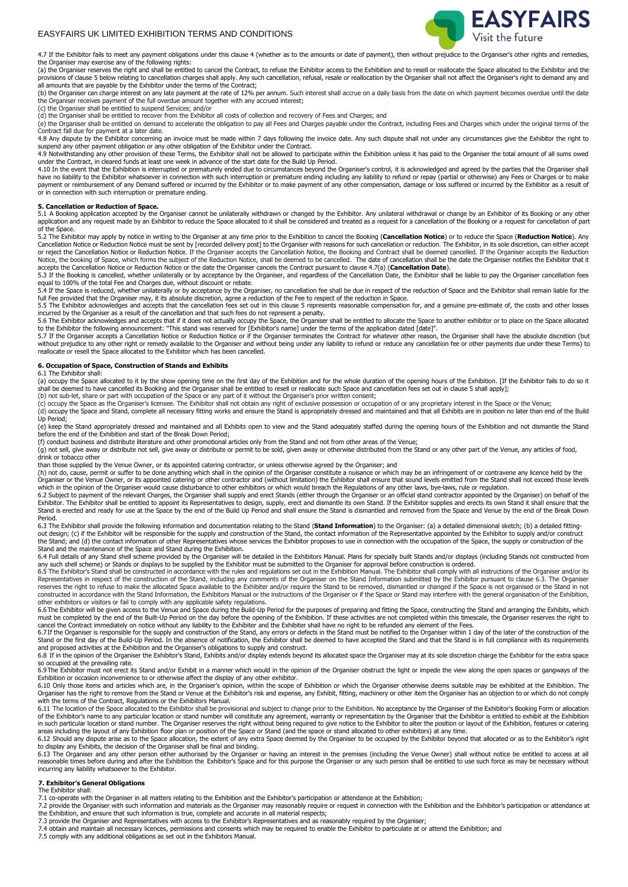4.7 If the Exhibitor fails to meet any payment obligations under this clause 4 (whether as to the amounts or date of payment), then without prejudice to the Organiser's other rights and remedies, the Organiser may exercise any of the following rights:

(a) the Organiser reserves the right and shall be entitled to cancel the Contract, to refuse the Exhibitor access to the Exhibition and to resell or reallocate the Space allocated to the Exhibitor and the provisions of clause 5 below relating to cancellation charges shall apply. Any such cancellation, refusal, resale or reallocation by the Organiser shall not affect the Organiser's right to demand any and all amounts that are payable by the Exhibitor under the terms of the Contract;

(b) the Organiser can charge interest on any late payment at the rate of 12% per annum. Such interest shall accrue on a daily basis from the date on which payment becomes overdue until the date the Organiser receives payment of the full overdue amount together with any accrued interest;

(c) the Organiser shall be entitled to suspend Services; and/or

(d) the Organiser shall be entitled to recover from the Exhibitor all costs of collection and recovery of Fees and Charges; and

(e) the Organiser shall be entitled on demand to accelerate the obligation to pay all Fees and Charges payable under the Contract, including Fees and Charges which under the original terms of the Contract fall due for payment at a later date.

4.8 Any dispute by the Exhibitor concerning an invoice must be made within 7 days following the invoice date. Any such dispute shall not under any circumstances give the Exhibitor the right to suspend any other payment obligation or any other obligation of the Exhibitor under the Contract.

4.9 Notwithstanding any other provision of these Terms, the Exhibitor shall not be allowed to participate within the Exhibition unless it has paid to the Organiser the total amount of all sums owed under the Contract, in cleared funds at least one week in advance of the start date for the Build Up Period.

4.10 In the event that the Exhibition is interrupted or prematurely ended due to circumstances beyond the Organiser's control, it is acknowledged and agreed by the parties that the Organiser shall have no liability to the Exhibitor whatsoever in connection with such interruption or premature ending including any liability to refund or repay (partial or otherwise) any Fees or Charges or to make payment or reimbursement of any Demand suffered or incurred by the Exhibitor or to make payment of any other compensation, damage or loss suffered or incurred by the Exhibitor as a result of or in connection with such interruption or premature ending.

## 5. Cancellation or Reduction of Space.

5.1 A Booking application accepted by the Organiser cannot be unilaterally withdrawn or changed by the Exhibitor. Any unilateral withdrawal or change by an Exhibitor of its Booking or any other application and any request made by an Exhibitor to reduce the Space allocated to it shall be considered and treated as a request for a cancellation of the Booking or a request for cancellation of part of the Space.

5.2 The Exhibitor may apply by notice in writing to the Organiser at any time prior to the Exhibition to cancel the Booking (**Cancellation Notice**) or to reduce the Space (**Reduction Notice**). Any Cancellation Notice or Reduction Notice must be sent by [recorded delivery post] to the Organiser with reasons for such cancellation or reduction. The Exhibitor, in its sole discretion, can either accept or reject the Cancellation Notice or Reduction Notice. If the Organiser accepts the Cancellation Notice, the Booking and Contract shall be deemed cancelled. If the Organiser accepts the Reduction Notice, the booking of Space, which forms the subject of the Reduction Notice, shall be deemed to be cancelled. The date of cancellation shall be the date the Organiser notifies the Exhibitor that it accepts the Cancellation Notice or Reduction Notice or the date the Organiser cancels the Contract pursuant to clause 4.7(a) (**Cancellation Date**).

5.3 If the Booking is cancelled, whether unilaterally or by acceptance by the Organiser, and regardless of the Cancellation Date, the Exhibitor shall be liable to pay the Organiser cancellation fees equal to 100% of the total Fee and Charges due, without discount or rebate.

5.4 If the Space is reduced, whether unilaterally or by acceptance by the Organiser, no cancellation fee shall be due in respect of the reduction of Space and the Exhibitor shall remain liable for the full Fee provided that the Organiser may, it its absolute discretion, agree a reduction of the Fee to respect of the reduction in Space.

5.5 The Exhibitor acknowledges and accepts that the cancellation fees set out in this clause 5 represents reasonable compensation for, and a genuine pre-estimate of, the costs and other losses incurred by the Organiser as a result of the cancellation and that such fees do not represent a penalty.

5.6 The Exhibitor acknowledges and accepts that if it does not actually occupy the Space, the Organiser shall be entitled to allocate the Space to another exhibitor or to place on the Space allocated to the Exhibitor the following announcement: "This stand was reserved for [Exhibitor's name] under the terms of the application dated [date]".

5.7 If the Organiser accepts a Cancellation Notice or Reduction Notice or if the Organiser terminates the Contract for whatever other reason, the Organiser shall have the absolute discretion (but without prejudice to any other right or remedy available to the Organiser and without being under any liability to refund or reduce any cancellation fee or other payments due under these Terms) to reallocate or resell the Space allocated to the Exhibitor which has been cancelled.

## 6. Occupation of Space, Construction of Stands and Exhibits

6.1 The Exhibitor shall:

(a) occupy the Space allocated to it by the show opening time on the first day of the Exhibition and for the whole duration of the opening hours of the Exhibition. [If the Exhibitor fails to do so it shall be deemed to have cancelled its Booking and the Organiser shall be entitled to resell or reallocate such Space and cancellation fees set out in clause 5 shall apply];

(b) not sub-let, share or part with occupation of the Space or any part of it without the Organiser's prior written consent;

(c) occupy the Space as the Organiser's licensee. The Exhibitor shall not obtain any right of exclusive possession or occupation of or any proprietary interest in the Space or the Venue;

(d) occupy the Space and Stand, complete all necessary fitting works and ensure the Stand is appropriately dressed and maintained and that all Exhibits are in position no later than end of the Build Up Period;

(e) keep the Stand appropriately dressed and maintained and all Exhibits open to view and the Stand adequately staffed during the opening hours of the Exhibition and not dismantle the Stand before the end of the Exhibition and start of the Break Down Period;

(f) conduct business and distribute literature and other promotional articles only from the Stand and not from other areas of the Venue;

(g) not sell, give away or distribute not sell, give away or distribute or permit to be sold, given away or otherwise distributed from the Stand or any other part of the Venue, any articles of food, drink or tobacco other than those supplied by the Venue Owner, or its appointed catering contractor, or unless otherwise agreed by the Organiser; and

(h) not do, cause, permit or suffer to be done anything which shall in the opinion of the Organiser constitute a nuisance or which may be an infringement of or contravene any licence held by the Organiser or the Venue Owner, or its appointed catering or other contractor and (without limitation) the Exhibitor shall ensure that sound levels emitted from the Stand shall not exceed those levels which in the opinion of the Organiser would cause disturbance to other exhibitors or which would breach the Regulations of any other laws, bye-laws, rule or regulation.

6.2 Subject to payment of the relevant Charges, the Organiser shall supply and erect Stands (either through the Organiser or an official stand contractor appointed by the Organiser) on behalf of the Exhibitor. The Exhibitor shall be entitled to appoint its Representatives to design, supply, erect and dismantle its own Stand. If the Exhibitor supplies and erects its own Stand it shall ensure that the Stand is erected and ready for use at the Space by the end of the Build Up Period and shall ensure the Stand is dismantled and removed from the Space and Venue by the end of the Break Down Period.

6.3 The Exhibitor shall provide the following information and documentation relating to the Stand (**Stand Information**) to the Organiser: (a) a detailed dimensional sketch; (b) a detailed fitting-out design; (c) if the Exhibitor will be responsible for the supply and construction of the Stand, the contact information of the Representative appointed by the Exhibitor to supply and/or construct the Stand; and (d) the contact information of other Representatives whose services the Exhibitor proposes to use in connection with the occupation of the Space, the supply or construction of the Stand and the maintenance of the Space and Stand during the Exhibition.

6.4 Full details of any Stand shell scheme provided by the Organiser will be detailed in the Exhibitors Manual. Plans for specially built Stands and/or displays (including Stands not constructed from any such shell scheme) or Stands or displays to be supplied by the Exhibitor must be submitted to the Organiser for approval before construction is ordered.

6.5 The Exhibitor's Stand shall be constructed in accordance with the rules and regulations set out in the Exhibition Manual. The Exhibitor shall comply with all instructions of the Organiser and/or its Representatives in respect of the construction of the Stand, including any comments of the Organiser on the Stand Information submitted by the Exhibitor pursuant to clause 6.3. The Organiser reserves the right to refuse to make the allocated Space available to the Exhibitor and/or require the Stand to be removed, dismantled or changed if the Space is not organised or the Stand in not constructed in accordance with the Stand Information, the Exhibitors Manual or the instructions of the Organiser or if the Space or Stand may interfere with the general organisation of the Exhibition, other exhibitors or visitors or fail to comply with any applicable safety regulations.

6.6 The Exhibitor will be given access to the Venue and Space during the Build-Up Period for the purposes of preparing and fitting the Space, constructing the Stand and arranging the Exhibits, which must be completed by the end of the Built-Up Period on the day before the opening of the Exhibition. If these activities are not completed within this timescale, the Organiser reserves the right to cancel the Contract immediately on notice without any liability to the Exhibiter and the Exhibiter shall have no right to be refunded any element of the Fees.

6.7 If the Organiser is responsible for the supply and construction of the Stand, any errors or defects in the Stand must be notified to the Organiser within 1 day of the later of the construction of the Stand or the first day of the Build-Up Period. In the absence of notification, the Exhibitor shall be deemed to have accepted the Stand and that the Stand is in full compliance with its requirements and proposed activities at the Exhibition and the Organiser's obligations to supply and construct.

6.8 If in the opinion of the Organiser the Exhibitor's Stand, Exhibits and/or display extends beyond its allocated space the Organiser may at its sole discretion charge the Exhibitor for the extra space so occupied at the prevailing rate.

6.9 The Exhibitor must not erect its Stand and/or Exhibit in a manner which would in the opinion of the Organiser obstruct the light or impede the view along the open spaces or gangways of the Exhibition or occasion inconvenience to or otherwise affect the display of any other exhibitor.

6.10 Only those items and articles which are, in the Organiser's opinion, within the scope of Exhibition or which the Organiser otherwise deems suitable may be exhibited at the Exhibition. The Organiser has the right to remove from the Stand or Venue at the Exhibitor's risk and expense, any Exhibit, fitting, machinery or other item the Organiser has an objection to or which do not comply with the terms of the Contract, Regulations or the Exhibitors Manual.

6.11 The location of the Space allocated to the Exhibitor shall be provisional and subject to change prior to the Exhibition. No acceptance by the Organiser of the Exhibitor's Booking Form or allocation of the Exhibitor's name to any particular location or stand number will constitute any agreement, warranty or representation by the Organiser that the Exhibitor is entitled to exhibit at the Exhibition in such particular location or stand number. The Organiser reserves the right without being required to give notice to the Exhibitor to alter the position or layout of the Exhibition, features or catering areas including the layout of any Exhibition floor plan or position of the Space or Stand (and the space or stand allocated to other exhibitors) at any time.

6.12 Should any dispute arise as to the Space allocation, the extent of any extra Space deemed by the Organiser to be occupied by the Exhibitor beyond that allocated or as to the Exhibitor's right to display any Exhibits, the decision of the Organiser shall be final and binding.

6.13 The Organiser and any other person either authorised by the Organiser or having an interest in the premises (including the Venue Owner) shall without notice be entitled to access at all reasonable times before during and after the Exhibition the Exhibitor's Space and for this purpose the Organiser or any such person shall be entitled to use such force as may be necessary without incurring any liability whatsoever to the Exhibitor.

## 7. Exhibitor's General Obligations

The Exhibitor shall:

7.1 co-operate with the Organiser in all matters relating to the Exhibition and the Exhibitor's participation or attendance at the Exhibition;

7.2 provide the Organiser with such information and materials as the Organiser may reasonably require or request in connection with the Exhibition and the Exhibitor's participation or attendance at the Exhibition, and ensure that such information is true, complete and accurate in all material respects;

7.3 provide the Organiser and Representatives with access to the Exhibitor's Representatives and as reasonably required by the Organiser;

7.4 obtain and maintain all necessary licences, permissions and consents which may be required to enable the Exhibitor to particulate at or attend the Exhibition; and

7.5 comply with any additional obligations as set out in the Exhibitors Manual.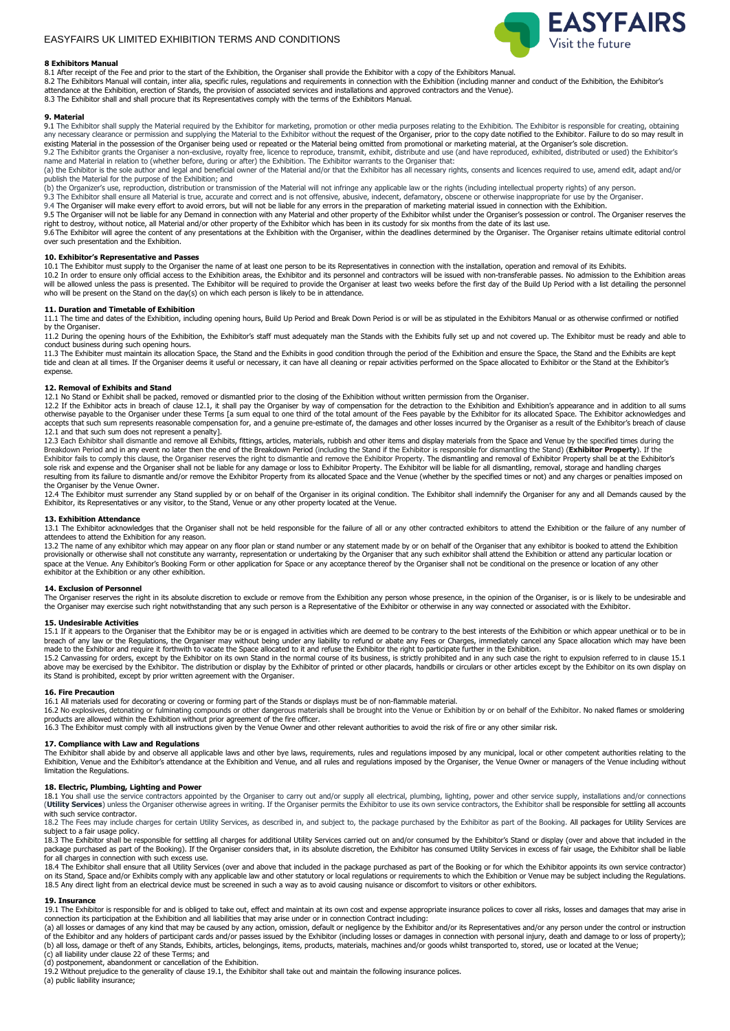### 8 Exhibitors Manual

8.1 After receipt of the Fee and prior to the start of the Exhibition, the Organiser shall provide the Exhibitor with a copy of the Exhibitors Manual.
8.2 The Exhibitors Manual will contain, inter alia, specific rules, regulations and requirements in connection with the Exhibition (including manner and conduct of the Exhibition, the Exhibitor's attendance at the Exhibition, erection of Stands, the provision of associated services and installations and approved contractors and the Venue).
8.3 The Exhibitor shall and shall procure that its Representatives comply with the terms of the Exhibitors Manual.

### 9. Material

9.1 The Exhibitor shall supply the Material required by the Exhibitor for marketing, promotion or other media purposes relating to the Exhibition. The Exhibitor is responsible for creating, obtaining any necessary clearance or permission and supplying the Material to the Exhibitor without the request of the Organiser, prior to the copy date notified to the Exhibitor. Failure to do so may result in existing Material in the possession of the Organiser being used or repeated or the Material being omitted from promotional or marketing material, at the Organiser's sole discretion.
9.2 The Exhibitor grants the Organiser a non-exclusive, royalty free, licence to reproduce, transmit, exhibit, distribute and use (and have reproduced, exhibited, distributed or used) the Exhibitor's name and Material in relation to (whether before, during or after) the Exhibition. The Exhibitor warrants to the Organiser that:
(a) the Exhibitor is the sole author and legal and beneficial owner of the Material and/or that the Exhibitor has all necessary rights, consents and licences required to use, amend edit, adapt and/or publish the Material for the purpose of the Exhibition; and
(b) the Organizer's use, reproduction, distribution or transmission of the Material will not infringe any applicable law or the rights (including intellectual property rights) of any person.
9.3 The Exhibitor shall ensure all Material is true, accurate and correct and is not offensive, abusive, indecent, defamatory, obscene or otherwise inappropriate for use by the Organiser.
9.4 The Organiser will make every effort to avoid errors, but will not be liable for any errors in the preparation of marketing material issued in connection with the Exhibition.
9.5 The Organiser will not be liable for any Demand in connection with any Material and other property of the Exhibitor whilst under the Organiser's possession or control. The Organiser reserves the right to destroy, without notice, all Material and/or other property of the Exhibitor which has been in its custody for six months from the date of its last use.
9.6 The Exhibitor will agree the content of any presentations at the Exhibition with the Organiser, within the deadlines determined by the Organiser. The Organiser retains ultimate editorial control over such presentation and the Exhibition.

### 10. Exhibitor's Representative and Passes

10.1 The Exhibitor must supply to the Organiser the name of at least one person to be its Representatives in connection with the installation, operation and removal of its Exhibits.
10.2 In order to ensure only official access to the Exhibition areas, the Exhibitor and its personnel and contractors will be issued with non-transferable passes. No admission to the Exhibition areas will be allowed unless the pass is presented. The Exhibitor will be required to provide the Organiser at least two weeks before the first day of the Build Up Period with a list detailing the personnel who will be present on the Stand on the day(s) on which each person is likely to be in attendance.

### 11. Duration and Timetable of Exhibition

11.1 The time and dates of the Exhibition, including opening hours, Build Up Period and Break Down Period is or will be as stipulated in the Exhibitors Manual or as otherwise confirmed or notified by the Organiser.
11.2 During the opening hours of the Exhibition, the Exhibitor's staff must adequately man the Stands with the Exhibits fully set up and not covered up. The Exhibitor must be ready and able to conduct business during such opening hours.
11.3 The Exhibiter must maintain its allocation Space, the Stand and the Exhibits in good condition through the period of the Exhibition and ensure the Space, the Stand and the Exhibits are kept tide and clean at all times. If the Organiser deems it useful or necessary, it can have all cleaning or repair activities performed on the Space allocated to Exhibitor or the Stand at the Exhibitor's expense.

### 12. Removal of Exhibits and Stand

12.1 No Stand or Exhibit shall be packed, removed or dismantled prior to the closing of the Exhibition without written permission from the Organiser.
12.2 If the Exhibitor acts in breach of clause 12.1, it shall pay the Organiser by way of compensation for the detraction to the Exhibition and Exhibition's appearance and in addition to all sums otherwise payable to the Organiser under these Terms [a sum equal to one third of the total amount of the Fees payable by the Exhibitor for its allocated Space. The Exhibitor acknowledges and accepts that such sum represents reasonable compensation for, and a genuine pre-estimate of, the damages and other losses incurred by the Organiser as a result of the Exhibitor's breach of clause 12.1 and that such sum does not represent a penalty].
12.3 Each Exhibitor shall dismantle and remove all Exhibits, fittings, articles, materials, rubbish and other items and display materials from the Space and Venue by the specified times during the Breakdown Period and in any event no later then the end of the Breakdown Period (including the Stand if the Exhibitor is responsible for dismantling the Stand) (**Exhibitor Property**). If the Exhibitor fails to comply this clause, the Organiser reserves the right to dismantle and remove the Exhibitor Property. The dismantling and removal of Exhibitor Property shall be at the Exhibitor's sole risk and expense and the Organiser shall not be liable for any damage or loss to Exhibitor Property. The Exhibitor will be liable for all dismantling, removal, storage and handling charges resulting from its failure to dismantle and/or remove the Exhibitor Property from its allocated Space and the Venue (whether by the specified times or not) and any charges or penalties imposed on the Organiser by the Venue Owner.
12.4 The Exhibitor must surrender any Stand supplied by or on behalf of the Organiser in its original condition. The Exhibitor shall indemnify the Organiser for any and all Demands caused by the Exhibitor, its Representatives or any visitor, to the Stand, Venue or any other property located at the Venue.

### 13. Exhibition Attendance

13.1 The Exhibitor acknowledges that the Organiser shall not be held responsible for the failure of all or any other contracted exhibitors to attend the Exhibition or the failure of any number of attendees to attend the Exhibition for any reason.
13.2 The name of any exhibitor which may appear on any floor plan or stand number or any statement made by or on behalf of the Organiser that any exhibitor is booked to attend the Exhibition provisionally or otherwise shall not constitute any warranty, representation or undertaking by the Organiser that any such exhibitor shall attend the Exhibition or attend any particular location or space at the Venue. Any Exhibitor's Booking Form or other application for Space or any acceptance thereof by the Organiser shall not be conditional on the presence or location of any other exhibitor at the Exhibition or any other exhibition.

### 14. Exclusion of Personnel

The Organiser reserves the right in its absolute discretion to exclude or remove from the Exhibition any person whose presence, in the opinion of the Organiser, is or is likely to be undesirable and the Organiser may exercise such right notwithstanding that any such person is a Representative of the Exhibitor or otherwise in any way connected or associated with the Exhibitor.

### 15. Undesirable Activities

15.1 If it appears to the Organiser that the Exhibitor may be or is engaged in activities which are deemed to be contrary to the best interests of the Exhibition or which appear unethical or to be in breach of any law or the Regulations, the Organiser may without being under any liability to refund or abate any Fees or Charges, immediately cancel any Space allocation which may have been made to the Exhibitor and require it forthwith to vacate the Space allocated to it and refuse the Exhibitor the right to participate further in the Exhibition.
15.2 Canvassing for orders, except by the Exhibitor on its own Stand in the normal course of its business, is strictly prohibited and in any such case the right to expulsion referred to in clause 15.1 above may be exercised by the Exhibitor. The distribution or display by the Exhibitor of printed or other placards, handbills or circulars or other articles except by the Exhibitor on its own display on its Stand is prohibited, except by prior written agreement with the Organiser.

### 16. Fire Precaution

16.1 All materials used for decorating or covering or forming part of the Stands or displays must be of non-flammable material.
16.2 No explosives, detonating or fulminating compounds or other dangerous materials shall be brought into the Venue or Exhibition by or on behalf of the Exhibitor. No naked flames or smoldering products are allowed within the Exhibition without prior agreement of the fire officer.
16.3 The Exhibitor must comply with all instructions given by the Venue Owner and other relevant authorities to avoid the risk of fire or any other similar risk.

### 17. Compliance with Law and Regulations

The Exhibitor shall abide by and observe all applicable laws and other bye laws, requirements, rules and regulations imposed by any municipal, local or other competent authorities relating to the Exhibition, Venue and the Exhibitor's attendance at the Exhibition and Venue, and all rules and regulations imposed by the Organiser, the Venue Owner or managers of the Venue including without limitation the Regulations.

### 18. Electric, Plumbing, Lighting and Power

18.1 You shall use the service contractors appointed by the Organiser to carry out and/or supply all electrical, plumbing, lighting, power and other service supply, installations and/or connections (**Utility Services**) unless the Organiser otherwise agrees in writing. If the Organiser permits the Exhibitor to use its own service contractors, the Exhibitor shall be responsible for settling all accounts with such service contractor.
18.2 The Fees may include charges for certain Utility Services, as described in, and subject to, the package purchased by the Exhibitor as part of the Booking. All packages for Utility Services are subject to a fair usage policy.
18.3 The Exhibitor shall be responsible for settling all charges for additional Utility Services carried out on and/or consumed by the Exhibitor's Stand or display (over and above that included in the package purchased as part of the Booking). If the Organiser considers that, in its absolute discretion, the Exhibitor has consumed Utility Services in excess of fair usage, the Exhibitor shall be liable for all charges in connection with such excess use.
18.4 The Exhibitor shall ensure that all Utility Services (over and above that included in the package purchased as part of the Booking or for which the Exhibitor appoints its own service contractor) on its Stand, Space and/or Exhibits comply with any applicable law and other statutory or local regulations or requirements to which the Exhibition or Venue may be subject including the Regulations.
18.5 Any direct light from an electrical device must be screened in such a way as to avoid causing nuisance or discomfort to visitors or other exhibitors.

### 19. Insurance

19.1 The Exhibitor is responsible for and is obliged to take out, effect and maintain at its own cost and expense appropriate insurance polices to cover all risks, losses and damages that may arise in connection its participation at the Exhibition and all liabilities that may arise under or in connection Contract including:
(a) all losses or damages of any kind that may be caused by any action, omission, default or negligence by the Exhibitor and/or its Representatives and/or any person under the control or instruction of the Exhibitor and any holders of participant cards and/or passes issued by the Exhibitor (including losses or damages in connection with personal injury, death and damage to or loss of property);
(b) all loss, damage or theft of any Stands, Exhibits, articles, belongings, items, products, materials, machines and/or goods whilst transported to, stored, use or located at the Venue;
(c) all liability under clause 22 of these Terms; and
(d) postponement, abandonment or cancellation of the Exhibition.
19.2 Without prejudice to the generality of clause 19.1, the Exhibitor shall take out and maintain the following insurance polices.
(a) public liability insurance;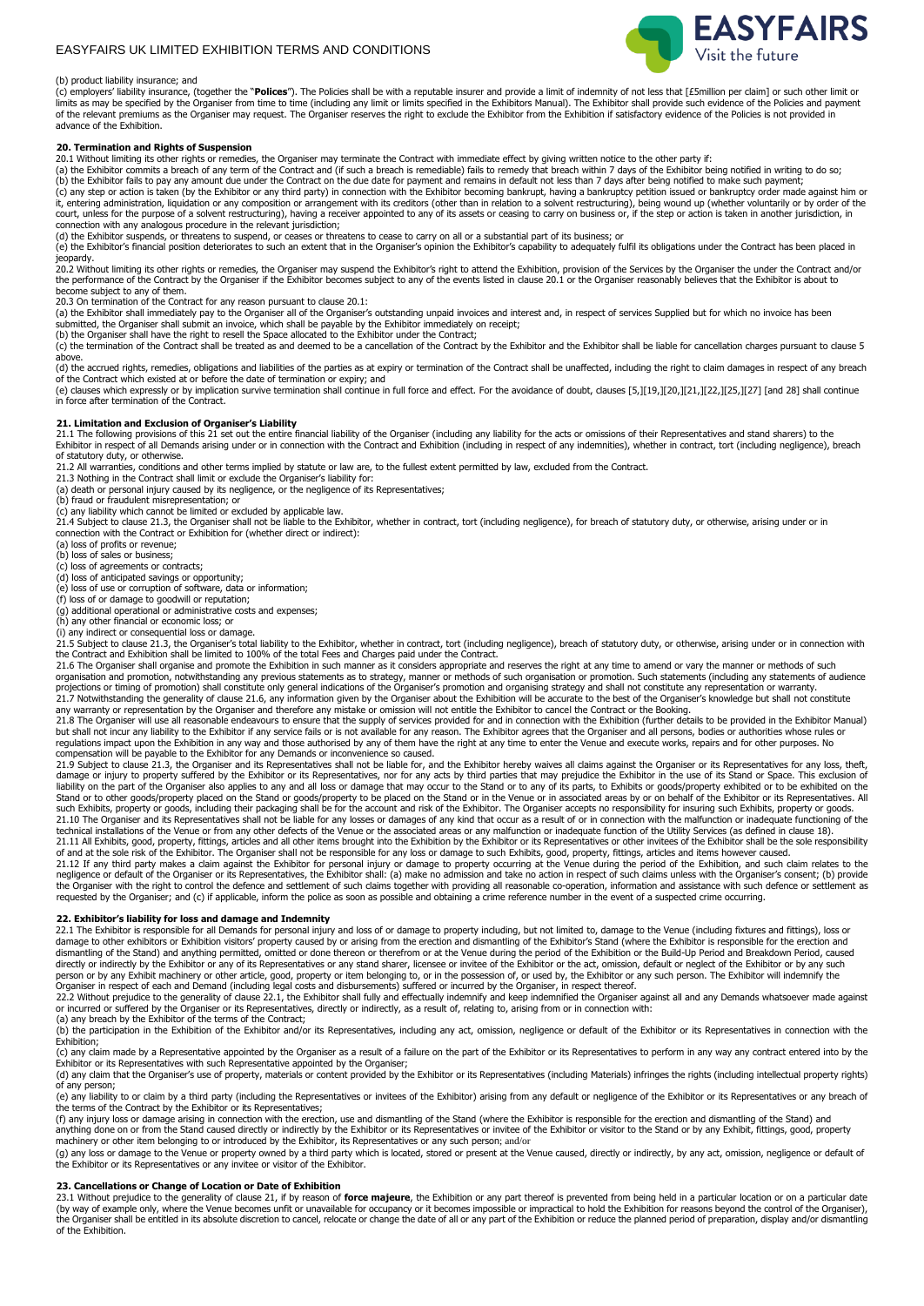(b) product liability insurance; and

(c) employers' liability insurance, (together the "**Polices**"). The Policies shall be with a reputable insurer and provide a limit of indemnity of not less that [£5million per claim] or such other limit or limits as may be specified by the Organiser from time to time (including any limit or limits specified in the Exhibitors Manual). The Exhibitor shall provide such evidence of the Policies and payment of the relevant premiums as the Organiser may request. The Organiser reserves the right to exclude the Exhibitor from the Exhibition if satisfactory evidence of the Policies is not provided in advance of the Exhibition.

## 20. Termination and Rights of Suspension

20.1 Without limiting its other rights or remedies, the Organiser may terminate the Contract with immediate effect by giving written notice to the other party if:

(a) the Exhibitor commits a breach of any term of the Contract and (if such a breach is remediable) fails to remedy that breach within 7 days of the Exhibitor being notified in writing to do so;

(b) the Exhibitor fails to pay any amount due under the Contract on the due date for payment and remains in default not less than 7 days after being notified to make such payment;

(c) any step or action is taken (by the Exhibitor or any third party) in connection with the Exhibitor becoming bankrupt, having a bankruptcy petition issued or bankruptcy order made against him or it, entering administration, liquidation or any composition or arrangement with its creditors (other than in relation to a solvent restructuring), being wound up (whether voluntarily or by order of the court, unless for the purpose of a solvent restructuring), having a receiver appointed to any of its assets or ceasing to carry on business or, if the step or action is taken in another jurisdiction, in connection with any analogous procedure in the relevant jurisdiction;

(d) the Exhibitor suspends, or threatens to suspend, or ceases or threatens to cease to carry on all or a substantial part of its business; or

(e) the Exhibitor's financial position deteriorates to such an extent that in the Organiser's opinion the Exhibitor's capability to adequately fulfil its obligations under the Contract has been placed in jeopardy.

20.2 Without limiting its other rights or remedies, the Organiser may suspend the Exhibitor's right to attend the Exhibition, provision of the Services by the Organiser the under the Contract and/or the performance of the Contract by the Organiser if the Exhibitor becomes subject to any of the events listed in clause 20.1 or the Organiser reasonably believes that the Exhibitor is about to become subject to any of them.

20.3 On termination of the Contract for any reason pursuant to clause 20.1:

(a) the Exhibitor shall immediately pay to the Organiser all of the Organiser's outstanding unpaid invoices and interest and, in respect of services Supplied but for which no invoice has been submitted, the Organiser shall submit an invoice, which shall be payable by the Exhibitor immediately on receipt;

(b) the Organiser shall have the right to resell the Space allocated to the Exhibitor under the Contract;

(c) the termination of the Contract shall be treated as and deemed to be a cancellation of the Contract by the Exhibitor and the Exhibitor shall be liable for cancellation charges pursuant to clause 5 above.

(d) the accrued rights, remedies, obligations and liabilities of the parties as at expiry or termination of the Contract shall be unaffected, including the right to claim damages in respect of any breach of the Contract which existed at or before the date of termination or expiry; and

(e) clauses which expressly or by implication survive termination shall continue in full force and effect. For the avoidance of doubt, clauses [5,][19,][20,][21,][22,][25,][27] [and 28] shall continue in force after termination of the Contract.

## 21. Limitation and Exclusion of Organiser's Liability

21.1 The following provisions of this 21 set out the entire financial liability of the Organiser (including any liability for the acts or omissions of their Representatives and stand sharers) to the Exhibitor in respect of all Demands arising under or in connection with the Contract and Exhibition (including in respect of any indemnities), whether in contract, tort (including negligence), breach of statutory duty, or otherwise.

21.2 All warranties, conditions and other terms implied by statute or law are, to the fullest extent permitted by law, excluded from the Contract.

21.3 Nothing in the Contract shall limit or exclude the Organiser's liability for:

(a) death or personal injury caused by its negligence, or the negligence of its Representatives;

(b) fraud or fraudulent misrepresentation; or

(c) any liability which cannot be limited or excluded by applicable law.

21.4 Subject to clause 21.3, the Organiser shall not be liable to the Exhibitor, whether in contract, tort (including negligence), for breach of statutory duty, or otherwise, arising under or in connection with the Contract or Exhibition for (whether direct or indirect):

(a) loss of profits or revenue;

(b) loss of sales or business;

(c) loss of agreements or contracts;

(d) loss of anticipated savings or opportunity;

(e) loss of use or corruption of software, data or information;

(f) loss of or damage to goodwill or reputation;

(g) additional operational or administrative costs and expenses;

(h) any other financial or economic loss; or

(i) any indirect or consequential loss or damage.

21.5 Subject to clause 21.3, the Organiser's total liability to the Exhibitor, whether in contract, tort (including negligence), breach of statutory duty, or otherwise, arising under or in connection with the Contract and Exhibition shall be limited to 100% of the total Fees and Charges paid under the Contract.

21.6 The Organiser shall organise and promote the Exhibition in such manner as it considers appropriate and reserves the right at any time to amend or vary the manner or methods of such organisation and promotion, notwithstanding any previous statements as to strategy, manner or methods of such organisation or promotion. Such statements (including any statements of audience projections or timing of promotion) shall constitute only general indications of the Organiser's promotion and organising strategy and shall not constitute any representation or warranty.

21.7 Notwithstanding the generality of clause 21.6, any information given by the Organiser about the Exhibition will be accurate to the best of the Organiser's knowledge but shall not constitute any warranty or representation by the Organiser and therefore any mistake or omission will not entitle the Exhibitor to cancel the Contract or the Booking.

21.8 The Organiser will use all reasonable endeavours to ensure that the supply of services provided for and in connection with the Exhibition (further details to be provided in the Exhibitor Manual) but shall not incur any liability to the Exhibitor if any service fails or is not available for any reason. The Exhibitor agrees that the Organiser and all persons, bodies or authorities whose rules or regulations impact upon the Exhibition in any way and those authorised by any of them have the right at any time to enter the Venue and execute works, repairs and for other purposes. No compensation will be payable to the Exhibitor for any Demands or inconvenience so caused.

21.9 Subject to clause 21.3, the Organiser and its Representatives shall not be liable for, and the Exhibitor hereby waives all claims against the Organiser or its Representatives for any loss, theft, damage or injury to property suffered by the Exhibitor or its Representatives, nor for any acts by third parties that may prejudice the Exhibitor in the use of its Stand or Space. This exclusion of liability on the part of the Organiser also applies to any and all loss or damage that may occur to the Stand or to any of its parts, to Exhibits or goods/property exhibited or to be exhibited on the Stand or to other goods/property placed on the Stand or goods/property to be placed on the Stand or in the Venue or in associated areas by or on behalf of the Exhibitor or its Representatives. All such Exhibits, property or goods, including their packaging shall be for the account and risk of the Exhibitor. The Organiser accepts no responsibility for insuring such Exhibits, property or goods.

21.10 The Organiser and its Representatives shall not be liable for any losses or damages of any kind that occur as a result of or in connection with the malfunction or inadequate functioning of the technical installations of the Venue or from any other defects of the Venue or the associated areas or any malfunction or inadequate function of the Utility Services (as defined in clause 18).

21.11 All Exhibits, good, property, fittings, articles and all other items brought into the Exhibition by the Exhibitor or its Representatives or other invitees of the Exhibitor shall be the sole responsibility of and at the sole risk of the Exhibitor. The Organiser shall not be responsible for any loss or damage to such Exhibits, good, property, fittings, articles and items however caused.

21.12 If any third party makes a claim against the Exhibitor for personal injury or damage to property occurring at the Venue during the period of the Exhibition, and such claim relates to the negligence or default of the Organiser or its Representatives, the Exhibitor shall: (a) make no admission and take no action in respect of such claims unless with the Organiser's consent; (b) provide the Organiser with the right to control the defence and settlement of such claims together with providing all reasonable co-operation, information and assistance with such defence or settlement as requested by the Organiser; and (c) if applicable, inform the police as soon as possible and obtaining a crime reference number in the event of a suspected crime occurring.

## 22. Exhibitor's liability for loss and damage and Indemnity

22.1 The Exhibitor is responsible for all Demands for personal injury and loss of or damage to property including, but not limited to, damage to the Venue (including fixtures and fittings), loss or damage to other exhibitors or Exhibition visitors' property caused by or arising from the erection and dismantling of the Exhibitor's Stand (where the Exhibitor is responsible for the erection and dismantling of the Stand) and anything permitted, omitted or done thereon or therefrom or at the Venue during the period of the Exhibition or the Build-Up Period and Breakdown Period, caused directly or indirectly by the Exhibitor or any of its Representatives or any stand sharer, licensee or invitee of the Exhibitor or the act, omission, default or neglect of the Exhibitor or by any such person or by any Exhibit machinery or other article, good, property or item belonging to, or in the possession of, or used by, the Exhibitor or any such person. The Exhibitor will indemnify the Organiser in respect of each and Demand (including legal costs and disbursements) suffered or incurred by the Organiser, in respect thereof.

22.2 Without prejudice to the generality of clause 22.1, the Exhibitor shall fully and effectually indemnify and keep indemnified the Organiser against all and any Demands whatsoever made against or incurred or suffered by the Organiser or its Representatives, directly or indirectly, as a result of, relating to, arising from or in connection with:

(a) any breach by the Exhibitor of the terms of the Contract;

(b) the participation in the Exhibition of the Exhibitor and/or its Representatives, including any act, omission, negligence or default of the Exhibitor or its Representatives in connection with the Exhibition;

(c) any claim made by a Representative appointed by the Organiser as a result of a failure on the part of the Exhibitor or its Representatives to perform in any way any contract entered into by the Exhibitor or its Representatives with such Representative appointed by the Organiser;

(d) any claim that the Organiser's use of property, materials or content provided by the Exhibitor or its Representatives (including Materials) infringes the rights (including intellectual property rights) of any person;

(e) any liability to or claim by a third party (including the Representatives or invitees of the Exhibitor) arising from any default or negligence of the Exhibitor or its Representatives or any breach of the terms of the Contract by the Exhibitor or its Representatives;

(f) any injury loss or damage arising in connection with the erection, use and dismantling of the Stand (where the Exhibitor is responsible for the erection and dismantling of the Stand) and anything done on or from the Stand caused directly or indirectly by the Exhibitor or its Representatives or invitee of the Exhibitor or visitor to the Stand or by any Exhibit, fittings, good, property machinery or other item belonging to or introduced by the Exhibitor, its Representatives or any such person; and/or

(g) any loss or damage to the Venue or property owned by a third party which is located, stored or present at the Venue caused, directly or indirectly, by any act, omission, negligence or default of the Exhibitor or its Representatives or any invitee or visitor of the Exhibitor.

## 23. Cancellations or Change of Location or Date of Exhibition

23.1 Without prejudice to the generality of clause 21, if by reason of **force majeure**, the Exhibition or any part thereof is prevented from being held in a particular location or on a particular date (by way of example only, where the Venue becomes unfit or unavailable for occupancy or it becomes impossible or impractical to hold the Exhibition for reasons beyond the control of the Organiser), the Organiser shall be entitled in its absolute discretion to cancel, relocate or change the date of all or any part of the Exhibition or reduce the planned period of preparation, display and/or dismantling of the Exhibition.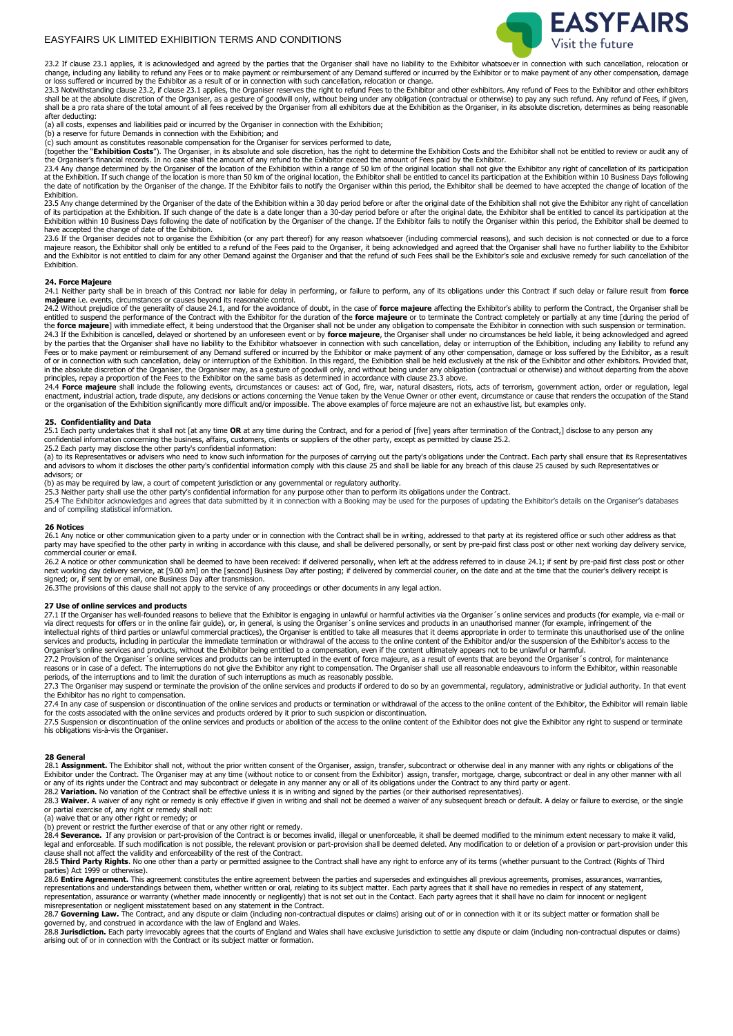23.2 If clause 23.1 applies, it is acknowledged and agreed by the parties that the Organiser shall have no liability to the Exhibitor whatsoever in connection with such cancellation, relocation or change, including any liability to refund any Fees or to make payment or reimbursement of any Demand suffered or incurred by the Exhibitor or to make payment of any other compensation, damage or loss suffered or incurred by the Exhibitor as a result of or in connection with such cancellation, relocation or change.

23.3 Notwithstanding clause 23.2, if clause 23.1 applies, the Organiser reserves the right to refund Fees to the Exhibitor and other exhibitors. Any refund of Fees to the Exhibitor and other exhibitors shall be at the absolute discretion of the Organiser, as a gesture of goodwill only, without being under any obligation (contractual or otherwise) to pay any such refund. Any refund of Fees, if given, shall be a pro rata share of the total amount of all fees received by the Organiser from all exhibitors due at the Exhibition as the Organiser, in its absolute discretion, determines as being reasonable after deducting:

(a) all costs, expenses and liabilities paid or incurred by the Organiser in connection with the Exhibition;

(b) a reserve for future Demands in connection with the Exhibition; and

(c) such amount as constitutes reasonable compensation for the Organiser for services performed to date,

(together the "**Exhibition Costs**"). The Organiser, in its absolute and sole discretion, has the right to determine the Exhibition Costs and the Exhibitor shall not be entitled to review or audit any of the Organiser's financial records. In no case shall the amount of any refund to the Exhibitor exceed the amount of Fees paid by the Exhibitor.

23.4 Any change determined by the Organiser of the location of the Exhibition within a range of 50 km of the original location shall not give the Exhibitor any right of cancellation of its participation at the Exhibition. If such change of the location is more than 50 km of the original location, the Exhibitor shall be entitled to cancel its participation at the Exhibition within 10 Business Days following the date of notification by the Organiser of the change. If the Exhibitor fails to notify the Organiser within this period, the Exhibitor shall be deemed to have accepted the change of location of the Exhibition.

23.5 Any change determined by the Organiser of the date of the Exhibition within a 30 day period before or after the original date of the Exhibition shall not give the Exhibitor any right of cancellation of its participation at the Exhibition. If such change of the date is a date longer than a 30-day period before or after the original date, the Exhibitor shall be entitled to cancel its participation at the Exhibition within 10 Business Days following the date of notification by the Organiser of the change. If the Exhibitor fails to notify the Organiser within this period, the Exhibitor shall be deemed to have accepted the change of date of the Exhibition.

23.6 If the Organiser decides not to organise the Exhibition (or any part thereof) for any reason whatsoever (including commercial reasons), and such decision is not connected or due to a force majeure reason, the Exhibitor shall only be entitled to a refund of the Fees paid to the Organiser, it being acknowledged and agreed that the Organiser shall have no further liability to the Exhibitor and the Exhibitor is not entitled to claim for any other Demand against the Organiser and that the refund of such Fees shall be the Exhibitor's sole and exclusive remedy for such cancellation of the Exhibition.

## 24. Force Majeure

24.1 Neither party shall be in breach of this Contract nor liable for delay in performing, or failure to perform, any of its obligations under this Contract if such delay or failure result from **force majeure** i.e. events, circumstances or causes beyond its reasonable control.

24.2 Without prejudice of the generality of clause 24.1, and for the avoidance of doubt, in the case of **force majeure** affecting the Exhibitor's ability to perform the Contract, the Organiser shall be entitled to suspend the performance of the Contract with the Exhibitor for the duration of the **force majeure** or to terminate the Contract completely or partially at any time [during the period of the **force majeure**] with immediate effect, it being understood that the Organiser shall not be under any obligation to compensate the Exhibitor in connection with such suspension or termination.

24.3 If the Exhibition is cancelled, delayed or shortened by an unforeseen event or by **force majeure**, the Organiser shall under no circumstances be held liable, it being acknowledged and agreed by the parties that the Organiser shall have no liability to the Exhibitor whatsoever in connection with such cancellation, delay or interruption of the Exhibition, including any liability to refund any Fees or to make payment or reimbursement of any Demand suffered or incurred by the Exhibitor or make payment of any other compensation, damage or loss suffered by the Exhibitor, as a result of or in connection with such cancellation, delay or interruption of the Exhibition. In this regard, the Exhibition shall be held exclusively at the risk of the Exhibitor and other exhibitors. Provided that, in the absolute discretion of the Organiser, the Organiser may, as a gesture of goodwill only, and without being under any obligation (contractual or otherwise) and without departing from the above principles, repay a proportion of the Fees to the Exhibitor on the same basis as determined in accordance with clause 23.3 above.

24.4 **Force majeure** shall include the following events, circumstances or causes: act of God, fire, war, natural disasters, riots, acts of terrorism, government action, order or regulation, legal enactment, industrial action, trade dispute, any decisions or actions concerning the Venue taken by the Venue Owner or other event, circumstance or cause that renders the occupation of the Stand or the organisation of the Exhibition significantly more difficult and/or impossible. The above examples of force majeure are not an exhaustive list, but examples only.

## 25. Confidentiality and Data

25.1 Each party undertakes that it shall not [at any time **OR** at any time during the Contract, and for a period of [five] years after termination of the Contract,] disclose to any person any confidential information concerning the business, affairs, customers, clients or suppliers of the other party, except as permitted by clause 25.2.

25.2 Each party may disclose the other party's confidential information:

(a) to its Representatives or advisers who need to know such information for the purposes of carrying out the party's obligations under the Contract. Each party shall ensure that its Representatives and advisors to whom it discloses the other party's confidential information comply with this clause 25 and shall be liable for any breach of this clause 25 caused by such Representatives or advisors; or

(b) as may be required by law, a court of competent jurisdiction or any governmental or regulatory authority.

25.3 Neither party shall use the other party's confidential information for any purpose other than to perform its obligations under the Contract.

25.4 The Exhibitor acknowledges and agrees that data submitted by it in connection with a Booking may be used for the purposes of updating the Exhibitor's details on the Organiser's databases and of compiling statistical information.

## 26 Notices

26.1 Any notice or other communication given to a party under or in connection with the Contract shall be in writing, addressed to that party at its registered office or such other address as that party may have specified to the other party in writing in accordance with this clause, and shall be delivered personally, or sent by pre-paid first class post or other next working day delivery service, commercial courier or email.

26.2 A notice or other communication shall be deemed to have been received: if delivered personally, when left at the address referred to in clause 24.1; if sent by pre-paid first class post or other next working day delivery service, at [9.00 am] on the [second] Business Day after posting; if delivered by commercial courier, on the date and at the time that the courier's delivery receipt is signed; or, if sent by or email, one Business Day after transmission.

26.3The provisions of this clause shall not apply to the service of any proceedings or other documents in any legal action.

## 27 Use of online services and products

27.1 If the Organiser has well-founded reasons to believe that the Exhibitor is engaging in unlawful or harmful activities via the Organiser´s online services and products (for example, via e-mail or via direct requests for offers or in the online fair guide), or, in general, is using the Organiser´s online services and products in an unauthorised manner (for example, infringement of the intellectual rights of third parties or unlawful commercial practices), the Organiser is entitled to take all measures that it deems appropriate in order to terminate this unauthorised use of the online services and products, including in particular the immediate termination or withdrawal of the access to the online content of the Exhibitor and/or the suspension of the Exhibitor's access to the Organiser's online services and products, without the Exhibitor being entitled to a compensation, even if the content ultimately appears not to be unlawful or harmful.

27.2 Provision of the Organiser´s online services and products can be interrupted in the event of force majeure, as a result of events that are beyond the Organiser´s control, for maintenance reasons or in case of a defect. The interruptions do not give the Exhibitor any right to compensation. The Organiser shall use all reasonable endeavours to inform the Exhibitor, within reasonable periods, of the interruptions and to limit the duration of such interruptions as much as reasonably possible.

27.3 The Organiser may suspend or terminate the provision of the online services and products if ordered to do so by an governmental, regulatory, administrative or judicial authority. In that event the Exhibitor has no right to compensation.

27.4 In any case of suspension or discontinuation of the online services and products or termination or withdrawal of the access to the online content of the Exhibitor, the Exhibitor will remain liable for the costs associated with the online services and products ordered by it prior to such suspicion or discontinuation.

27.5 Suspension or discontinuation of the online services and products or abolition of the access to the online content of the Exhibitor does not give the Exhibitor any right to suspend or terminate his obligations vis-à-vis the Organiser.

## 28 General

28.1 **Assignment.** The Exhibitor shall not, without the prior written consent of the Organiser, assign, transfer, subcontract or otherwise deal in any manner with any rights or obligations of the Exhibitor under the Contract. The Organiser may at any time (without notice to or consent from the Exhibitor) assign, transfer, mortgage, charge, subcontract or deal in any other manner with all or any of its rights under the Contract and may subcontract or delegate in any manner any or all of its obligations under the Contract to any third party or agent.

28.2 **Variation.** No variation of the Contract shall be effective unless it is in writing and signed by the parties (or their authorised representatives).

28.3 **Waiver.** A waiver of any right or remedy is only effective if given in writing and shall not be deemed a waiver of any subsequent breach or default. A delay or failure to exercise, or the single or partial exercise of, any right or remedy shall not:

(a) waive that or any other right or remedy; or

(b) prevent or restrict the further exercise of that or any other right or remedy.

28.4 **Severance.** If any provision or part-provision of the Contract is or becomes invalid, illegal or unenforceable, it shall be deemed modified to the minimum extent necessary to make it valid, legal and enforceable. If such modification is not possible, the relevant provision or part-provision shall be deemed deleted. Any modification to or deletion of a provision or part-provision under this clause shall not affect the validity and enforceability of the rest of the Contract.

28.5 **Third Party Rights**. No one other than a party or permitted assignee to the Contract shall have any right to enforce any of its terms (whether pursuant to the Contract (Rights of Third parties) Act 1999 or otherwise).

28.6 **Entire Agreement.** This agreement constitutes the entire agreement between the parties and supersedes and extinguishes all previous agreements, promises, assurances, warranties, representations and understandings between them, whether written or oral, relating to its subject matter. Each party agrees that it shall have no remedies in respect of any statement, representation, assurance or warranty (whether made innocently or negligently) that is not set out in the Contact. Each party agrees that it shall have no claim for innocent or negligent misrepresentation or negligent misstatement based on any statement in the Contract.

28.7 **Governing Law.** The Contract, and any dispute or claim (including non-contractual disputes or claims) arising out of or in connection with it or its subject matter or formation shall be governed by, and construed in accordance with the law of England and Wales.

28.8 **Jurisdiction.** Each party irrevocably agrees that the courts of England and Wales shall have exclusive jurisdiction to settle any dispute or claim (including non-contractual disputes or claims) arising out of or in connection with the Contract or its subject matter or formation.